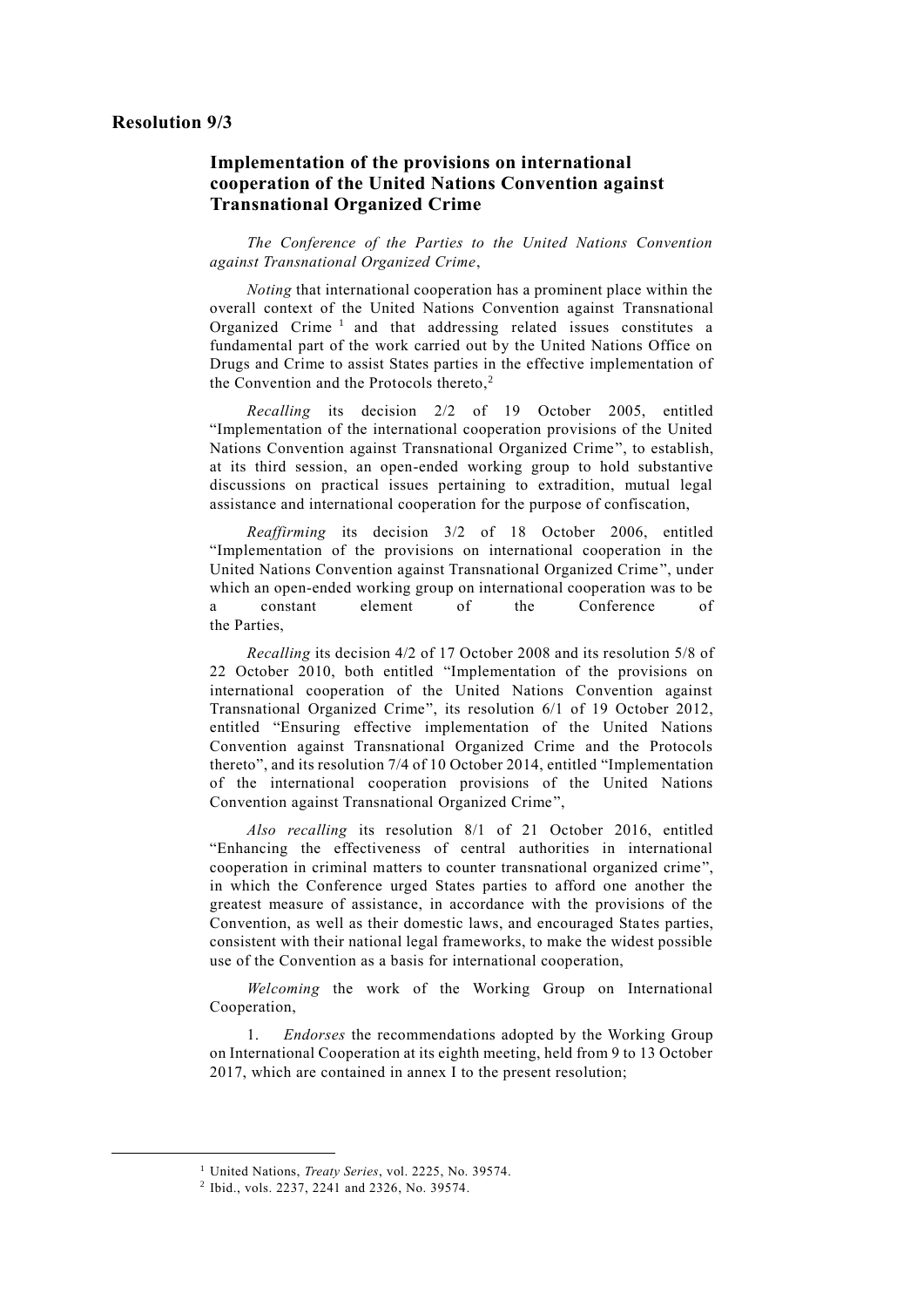## Resolution 9/3

### Implementation of the provisions on international cooperation of the United Nations Convention against Transnational Organized Crime

*The Conference of the Parties to the United Nations Convention against Transnational Organized Crime*,

*Noting* that international cooperation has a prominent place within the overall context of the United Nations Convention against Transnational Organized Crime[1] and that addressing related issues constitutes a fundamental part of the work carried out by the United Nations Office on Drugs and Crime to assist States parties in the effective implementation of the Convention and the Protocols thereto,[2]

*Recalling* its decision 2/2 of 19 October 2005, entitled "Implementation of the international cooperation provisions of the United Nations Convention against Transnational Organized Crime", to establish, at its third session, an open-ended working group to hold substantive discussions on practical issues pertaining to extradition, mutual legal assistance and international cooperation for the purpose of confiscation,

*Reaffirming* its decision 3/2 of 18 October 2006, entitled "Implementation of the provisions on international cooperation in the United Nations Convention against Transnational Organized Crime", under which an open-ended working group on international cooperation was to be a constant element of the Conference of the Parties,

*Recalling* its decision 4/2 of 17 October 2008 and its resolution 5/8 of 22 October 2010, both entitled "Implementation of the provisions on international cooperation of the United Nations Convention against Transnational Organized Crime", its resolution 6/1 of 19 October 2012, entitled "Ensuring effective implementation of the United Nations Convention against Transnational Organized Crime and the Protocols thereto", and its resolution 7/4 of 10 October 2014, entitled "Implementation of the international cooperation provisions of the United Nations Convention against Transnational Organized Crime",

*Also recalling* its resolution 8/1 of 21 October 2016, entitled "Enhancing the effectiveness of central authorities in international cooperation in criminal matters to counter transnational organized crime", in which the Conference urged States parties to afford one another the greatest measure of assistance, in accordance with the provisions of the Convention, as well as their domestic laws, and encouraged States parties, consistent with their national legal frameworks, to make the widest possible use of the Convention as a basis for international cooperation,

*Welcoming* the work of the Working Group on International Cooperation,

1. *Endorses* the recommendations adopted by the Working Group on International Cooperation at its eighth meeting, held from 9 to 13 October 2017, which are contained in annex I to the present resolution;

---

[1] United Nations, *Treaty Series*, vol. 2225, No. 39574.

[2] Ibid., vols. 2237, 2241 and 2326, No. 39574.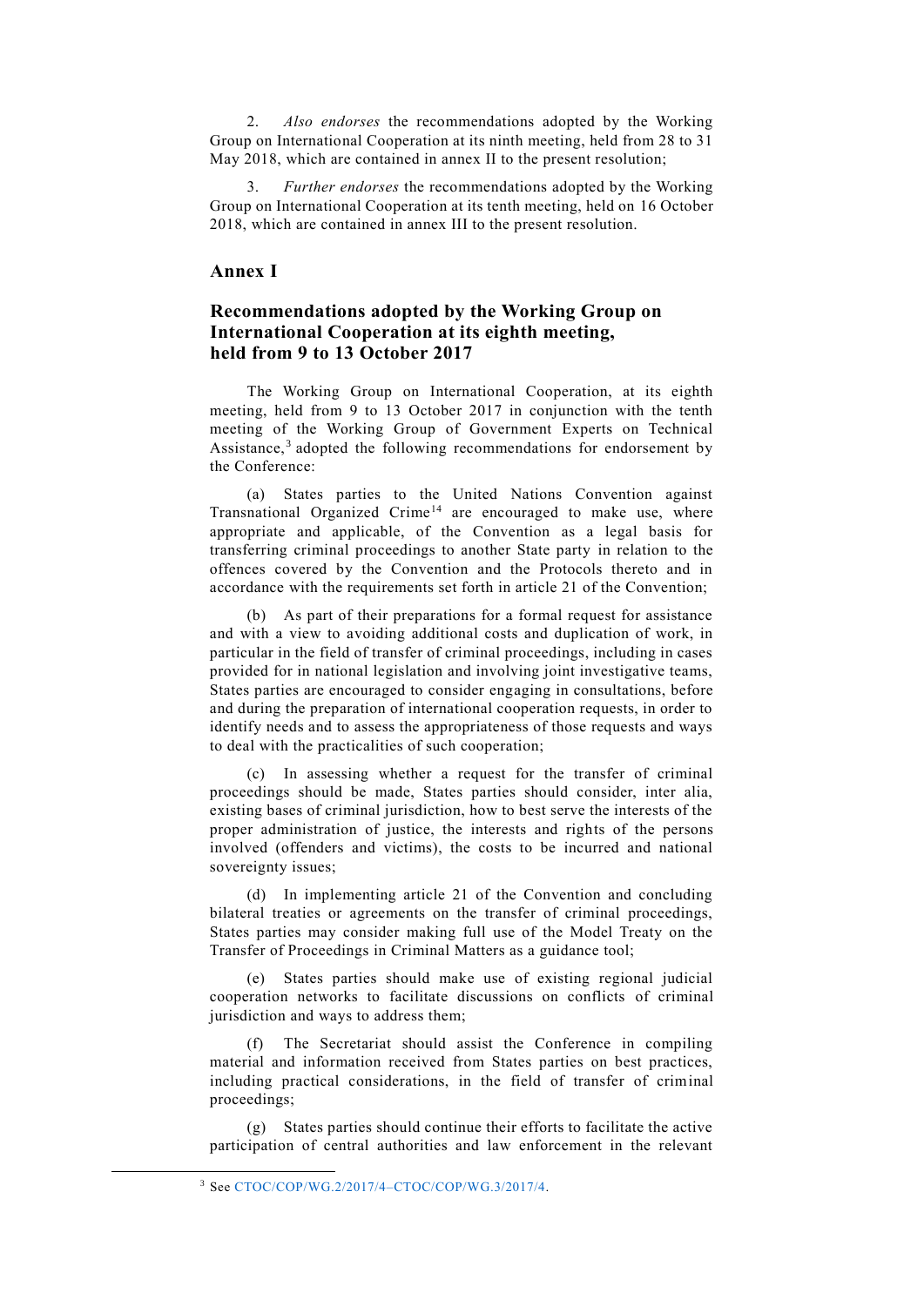2. *Also endorses* the recommendations adopted by the Working Group on International Cooperation at its ninth meeting, held from 28 to 31 May 2018, which are contained in annex II to the present resolution;

3. *Further endorses* the recommendations adopted by the Working Group on International Cooperation at its tenth meeting, held on 16 October 2018, which are contained in annex III to the present resolution.

## Annex I

## Recommendations adopted by the Working Group on International Cooperation at its eighth meeting, held from 9 to 13 October 2017

The Working Group on International Cooperation, at its eighth meeting, held from 9 to 13 October 2017 in conjunction with the tenth meeting of the Working Group of Government Experts on Technical Assistance,[3] adopted the following recommendations for endorsement by the Conference:

(a) States parties to the United Nations Convention against Transnational Organized Crime[14] are encouraged to make use, where appropriate and applicable, of the Convention as a legal basis for transferring criminal proceedings to another State party in relation to the offences covered by the Convention and the Protocols thereto and in accordance with the requirements set forth in article 21 of the Convention;

(b) As part of their preparations for a formal request for assistance and with a view to avoiding additional costs and duplication of work, in particular in the field of transfer of criminal proceedings, including in cases provided for in national legislation and involving joint investigative teams, States parties are encouraged to consider engaging in consultations, before and during the preparation of international cooperation requests, in order to identify needs and to assess the appropriateness of those requests and ways to deal with the practicalities of such cooperation;

(c) In assessing whether a request for the transfer of criminal proceedings should be made, States parties should consider, inter alia, existing bases of criminal jurisdiction, how to best serve the interests of the proper administration of justice, the interests and rights of the persons involved (offenders and victims), the costs to be incurred and national sovereignty issues;

(d) In implementing article 21 of the Convention and concluding bilateral treaties or agreements on the transfer of criminal proceedings, States parties may consider making full use of the Model Treaty on the Transfer of Proceedings in Criminal Matters as a guidance tool;

(e) States parties should make use of existing regional judicial cooperation networks to facilitate discussions on conflicts of criminal jurisdiction and ways to address them;

(f) The Secretariat should assist the Conference in compiling material and information received from States parties on best practices, including practical considerations, in the field of transfer of criminal proceedings;

(g) States parties should continue their efforts to facilitate the active participation of central authorities and law enforcement in the relevant

[3] See CTOC/COP/WG.2/2017/4–CTOC/COP/WG.3/2017/4.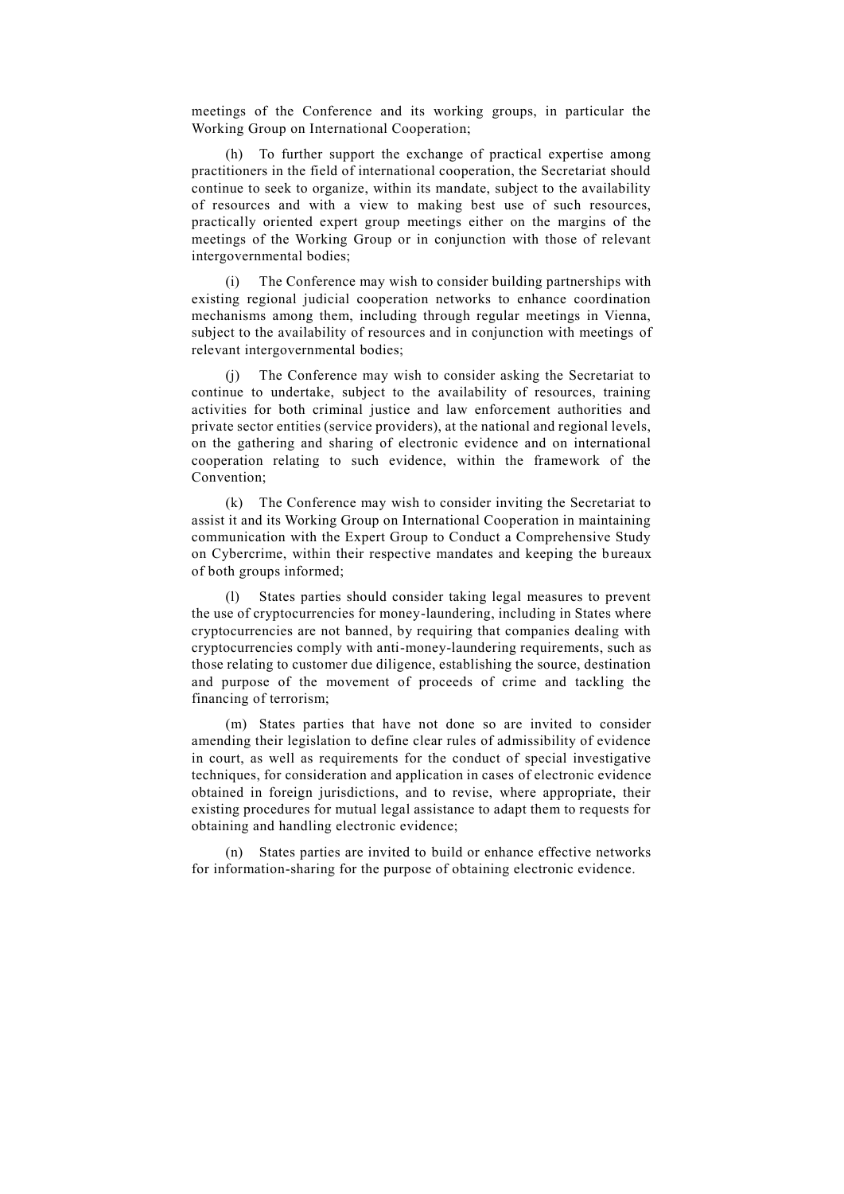meetings of the Conference and its working groups, in particular the Working Group on International Cooperation;

(h) To further support the exchange of practical expertise among practitioners in the field of international cooperation, the Secretariat should continue to seek to organize, within its mandate, subject to the availability of resources and with a view to making best use of such resources, practically oriented expert group meetings either on the margins of the meetings of the Working Group or in conjunction with those of relevant intergovernmental bodies;

(i) The Conference may wish to consider building partnerships with existing regional judicial cooperation networks to enhance coordination mechanisms among them, including through regular meetings in Vienna, subject to the availability of resources and in conjunction with meetings of relevant intergovernmental bodies;

(j) The Conference may wish to consider asking the Secretariat to continue to undertake, subject to the availability of resources, training activities for both criminal justice and law enforcement authorities and private sector entities (service providers), at the national and regional levels, on the gathering and sharing of electronic evidence and on international cooperation relating to such evidence, within the framework of the Convention;

(k) The Conference may wish to consider inviting the Secretariat to assist it and its Working Group on International Cooperation in maintaining communication with the Expert Group to Conduct a Comprehensive Study on Cybercrime, within their respective mandates and keeping the bureaux of both groups informed;

(l) States parties should consider taking legal measures to prevent the use of cryptocurrencies for money-laundering, including in States where cryptocurrencies are not banned, by requiring that companies dealing with cryptocurrencies comply with anti-money-laundering requirements, such as those relating to customer due diligence, establishing the source, destination and purpose of the movement of proceeds of crime and tackling the financing of terrorism;

(m) States parties that have not done so are invited to consider amending their legislation to define clear rules of admissibility of evidence in court, as well as requirements for the conduct of special investigative techniques, for consideration and application in cases of electronic evidence obtained in foreign jurisdictions, and to revise, where appropriate, their existing procedures for mutual legal assistance to adapt them to requests for obtaining and handling electronic evidence;

(n) States parties are invited to build or enhance effective networks for information-sharing for the purpose of obtaining electronic evidence.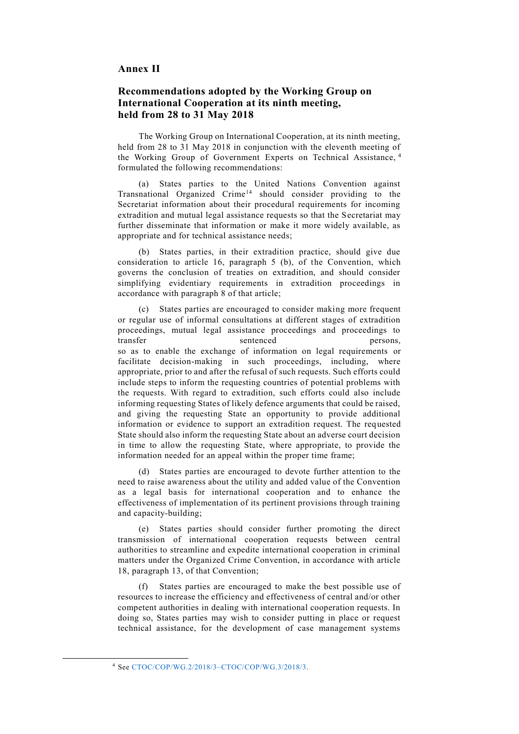## Annex II

## Recommendations adopted by the Working Group on International Cooperation at its ninth meeting, held from 28 to 31 May 2018

The Working Group on International Cooperation, at its ninth meeting, held from 28 to 31 May 2018 in conjunction with the eleventh meeting of the Working Group of Government Experts on Technical Assistance,[4] formulated the following recommendations:

(a) States parties to the United Nations Convention against Transnational Organized Crime[14] should consider providing to the Secretariat information about their procedural requirements for incoming extradition and mutual legal assistance requests so that the Secretariat may further disseminate that information or make it more widely available, as appropriate and for technical assistance needs;

(b) States parties, in their extradition practice, should give due consideration to article 16, paragraph 5 (b), of the Convention, which governs the conclusion of treaties on extradition, and should consider simplifying evidentiary requirements in extradition proceedings in accordance with paragraph 8 of that article;

(c) States parties are encouraged to consider making more frequent or regular use of informal consultations at different stages of extradition proceedings, mutual legal assistance proceedings and proceedings to transfer sentenced persons, so as to enable the exchange of information on legal requirements or facilitate decision-making in such proceedings, including, where appropriate, prior to and after the refusal of such requests. Such efforts could include steps to inform the requesting countries of potential problems with the requests. With regard to extradition, such efforts could also include informing requesting States of likely defence arguments that could be raised, and giving the requesting State an opportunity to provide additional information or evidence to support an extradition request. The requested State should also inform the requesting State about an adverse court decision in time to allow the requesting State, where appropriate, to provide the information needed for an appeal within the proper time frame;

(d) States parties are encouraged to devote further attention to the need to raise awareness about the utility and added value of the Convention as a legal basis for international cooperation and to enhance the effectiveness of implementation of its pertinent provisions through training and capacity-building;

(e) States parties should consider further promoting the direct transmission of international cooperation requests between central authorities to streamline and expedite international cooperation in criminal matters under the Organized Crime Convention, in accordance with article 18, paragraph 13, of that Convention;

(f) States parties are encouraged to make the best possible use of resources to increase the efficiency and effectiveness of central and/or other competent authorities in dealing with international cooperation requests. In doing so, States parties may wish to consider putting in place or request technical assistance, for the development of case management systems

---

[4] See CTOC/COP/WG.2/2018/3–CTOC/COP/WG.3/2018/3.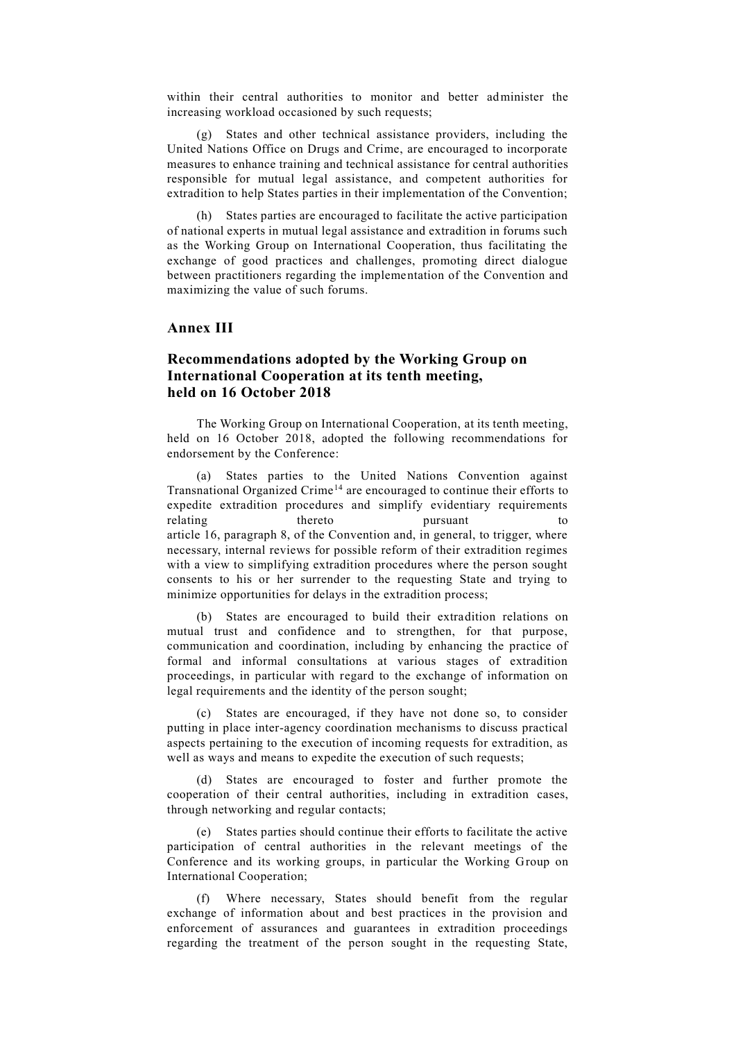within their central authorities to monitor and better administer the increasing workload occasioned by such requests;

(g) States and other technical assistance providers, including the United Nations Office on Drugs and Crime, are encouraged to incorporate measures to enhance training and technical assistance for central authorities responsible for mutual legal assistance, and competent authorities for extradition to help States parties in their implementation of the Convention;

(h) States parties are encouraged to facilitate the active participation of national experts in mutual legal assistance and extradition in forums such as the Working Group on International Cooperation, thus facilitating the exchange of good practices and challenges, promoting direct dialogue between practitioners regarding the implementation of the Convention and maximizing the value of such forums.

## Annex III

### Recommendations adopted by the Working Group on International Cooperation at its tenth meeting, held on 16 October 2018

The Working Group on International Cooperation, at its tenth meeting, held on 16 October 2018, adopted the following recommendations for endorsement by the Conference:

(a) States parties to the United Nations Convention against Transnational Organized Crime[14] are encouraged to continue their efforts to expedite extradition procedures and simplify evidentiary requirements relating thereto pursuant to article 16, paragraph 8, of the Convention and, in general, to trigger, where necessary, internal reviews for possible reform of their extradition regimes with a view to simplifying extradition procedures where the person sought consents to his or her surrender to the requesting State and trying to minimize opportunities for delays in the extradition process;

(b) States are encouraged to build their extradition relations on mutual trust and confidence and to strengthen, for that purpose, communication and coordination, including by enhancing the practice of formal and informal consultations at various stages of extradition proceedings, in particular with regard to the exchange of information on legal requirements and the identity of the person sought;

(c) States are encouraged, if they have not done so, to consider putting in place inter-agency coordination mechanisms to discuss practical aspects pertaining to the execution of incoming requests for extradition, as well as ways and means to expedite the execution of such requests;

(d) States are encouraged to foster and further promote the cooperation of their central authorities, including in extradition cases, through networking and regular contacts;

(e) States parties should continue their efforts to facilitate the active participation of central authorities in the relevant meetings of the Conference and its working groups, in particular the Working Group on International Cooperation;

(f) Where necessary, States should benefit from the regular exchange of information about and best practices in the provision and enforcement of assurances and guarantees in extradition proceedings regarding the treatment of the person sought in the requesting State,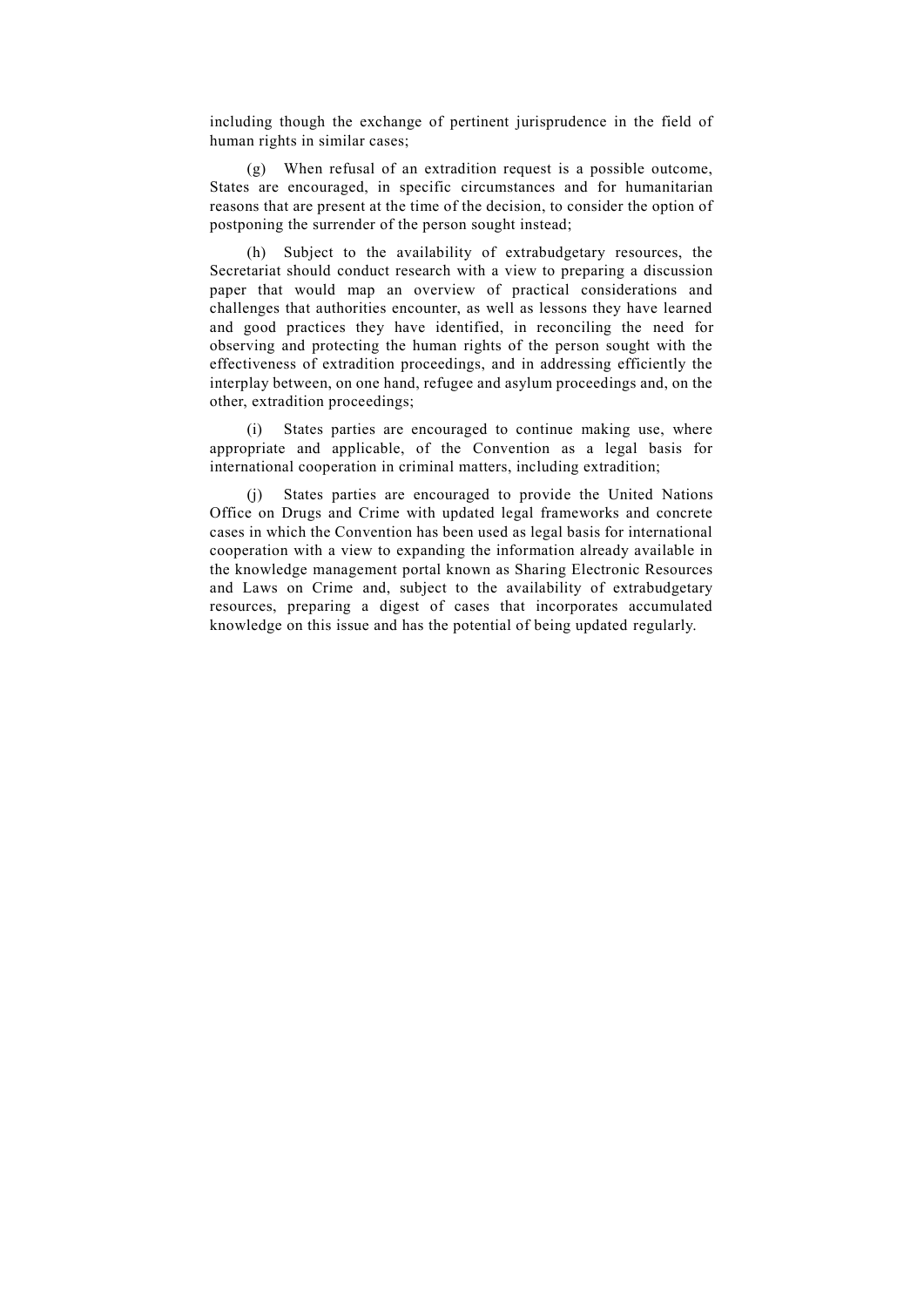including though the exchange of pertinent jurisprudence in the field of human rights in similar cases;

(g) When refusal of an extradition request is a possible outcome, States are encouraged, in specific circumstances and for humanitarian reasons that are present at the time of the decision, to consider the option of postponing the surrender of the person sought instead;

(h) Subject to the availability of extrabudgetary resources, the Secretariat should conduct research with a view to preparing a discussion paper that would map an overview of practical considerations and challenges that authorities encounter, as well as lessons they have learned and good practices they have identified, in reconciling the need for observing and protecting the human rights of the person sought with the effectiveness of extradition proceedings, and in addressing efficiently the interplay between, on one hand, refugee and asylum proceedings and, on the other, extradition proceedings;

(i) States parties are encouraged to continue making use, where appropriate and applicable, of the Convention as a legal basis for international cooperation in criminal matters, including extradition;

(j) States parties are encouraged to provide the United Nations Office on Drugs and Crime with updated legal frameworks and concrete cases in which the Convention has been used as legal basis for international cooperation with a view to expanding the information already available in the knowledge management portal known as Sharing Electronic Resources and Laws on Crime and, subject to the availability of extrabudgetary resources, preparing a digest of cases that incorporates accumulated knowledge on this issue and has the potential of being updated regularly.